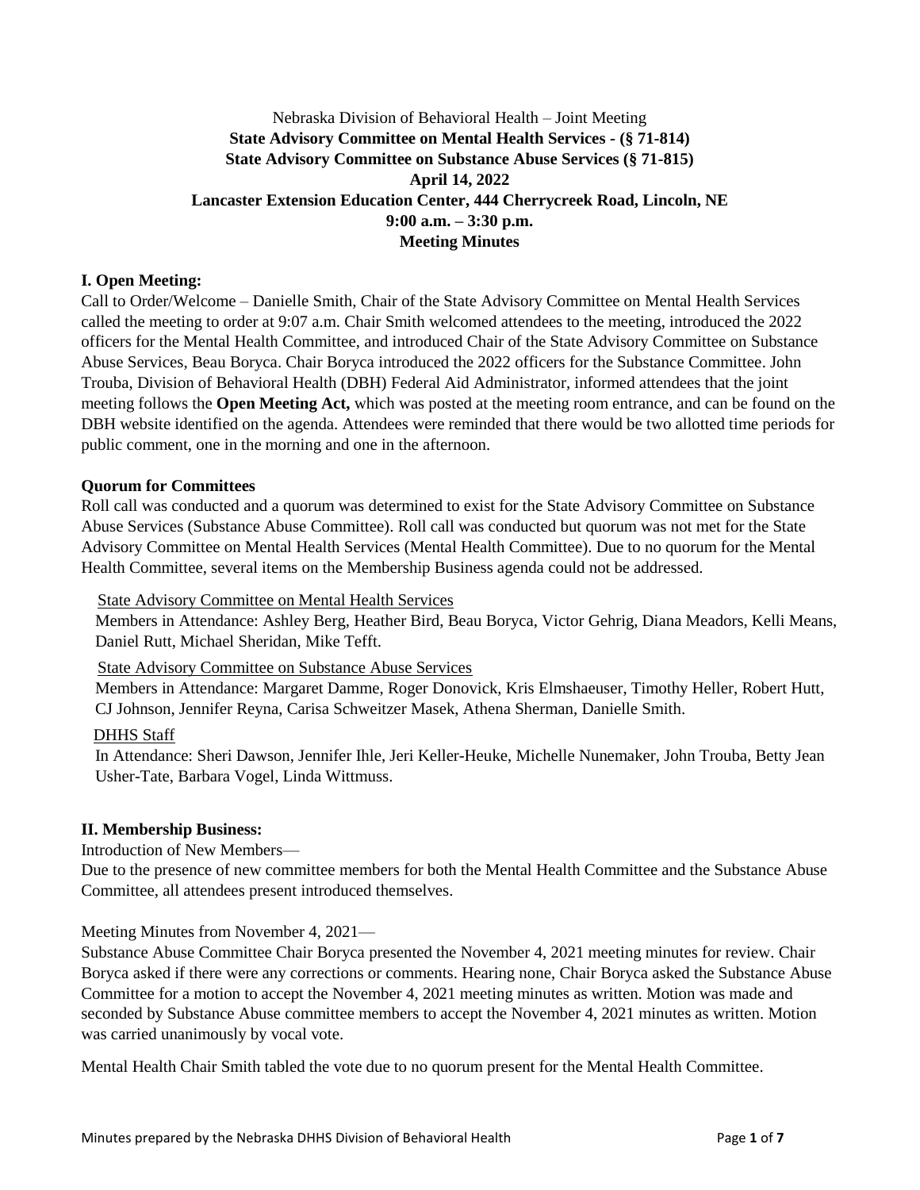Nebraska Division of Behavioral Health – Joint Meeting

**State Advisory Committee on Mental Health Services - (§ 71-814)**

**State Advisory Committee on Substance Abuse Services (§ 71-815)**

**April 14, 2022**

**Lancaster Extension Education Center, 444 Cherrycreek Road, Lincoln, NE**

**9:00 a.m. – 3:30 p.m.**

**Meeting Minutes**

**I. Open Meeting:**

Call to Order/Welcome – Danielle Smith, Chair of the State Advisory Committee on Mental Health Services called the meeting to order at 9:07 a.m. Chair Smith welcomed attendees to the meeting, introduced the 2022 officers for the Mental Health Committee, and introduced Chair of the State Advisory Committee on Substance Abuse Services, Beau Boryca. Chair Boryca introduced the 2022 officers for the Substance Committee. John Trouba, Division of Behavioral Health (DBH) Federal Aid Administrator, informed attendees that the joint meeting follows the **Open Meeting Act,** which was posted at the meeting room entrance, and can be found on the DBH website identified on the agenda. Attendees were reminded that there would be two allotted time periods for public comment, one in the morning and one in the afternoon.

**Quorum for Committees**

Roll call was conducted and a quorum was determined to exist for the State Advisory Committee on Substance Abuse Services (Substance Abuse Committee). Roll call was conducted but quorum was not met for the State Advisory Committee on Mental Health Services (Mental Health Committee). Due to no quorum for the Mental Health Committee, several items on the Membership Business agenda could not be addressed.

State Advisory Committee on Mental Health Services

Members in Attendance: Ashley Berg, Heather Bird, Beau Boryca, Victor Gehrig, Diana Meadors, Kelli Means, Daniel Rutt, Michael Sheridan, Mike Tefft.

State Advisory Committee on Substance Abuse Services

Members in Attendance: Margaret Damme, Roger Donovick, Kris Elmshaeuser, Timothy Heller, Robert Hutt, CJ Johnson, Jennifer Reyna, Carisa Schweitzer Masek, Athena Sherman, Danielle Smith.

DHHS Staff

In Attendance: Sheri Dawson, Jennifer Ihle, Jeri Keller-Heuke, Michelle Nunemaker, John Trouba, Betty Jean Usher-Tate, Barbara Vogel, Linda Wittmuss.

**II. Membership Business:**

Introduction of New Members—

Due to the presence of new committee members for both the Mental Health Committee and the Substance Abuse Committee, all attendees present introduced themselves.

Meeting Minutes from November 4, 2021—

Substance Abuse Committee Chair Boryca presented the November 4, 2021 meeting minutes for review. Chair Boryca asked if there were any corrections or comments. Hearing none, Chair Boryca asked the Substance Abuse Committee for a motion to accept the November 4, 2021 meeting minutes as written. Motion was made and seconded by Substance Abuse committee members to accept the November 4, 2021 minutes as written. Motion was carried unanimously by vocal vote.

Mental Health Chair Smith tabled the vote due to no quorum present for the Mental Health Committee.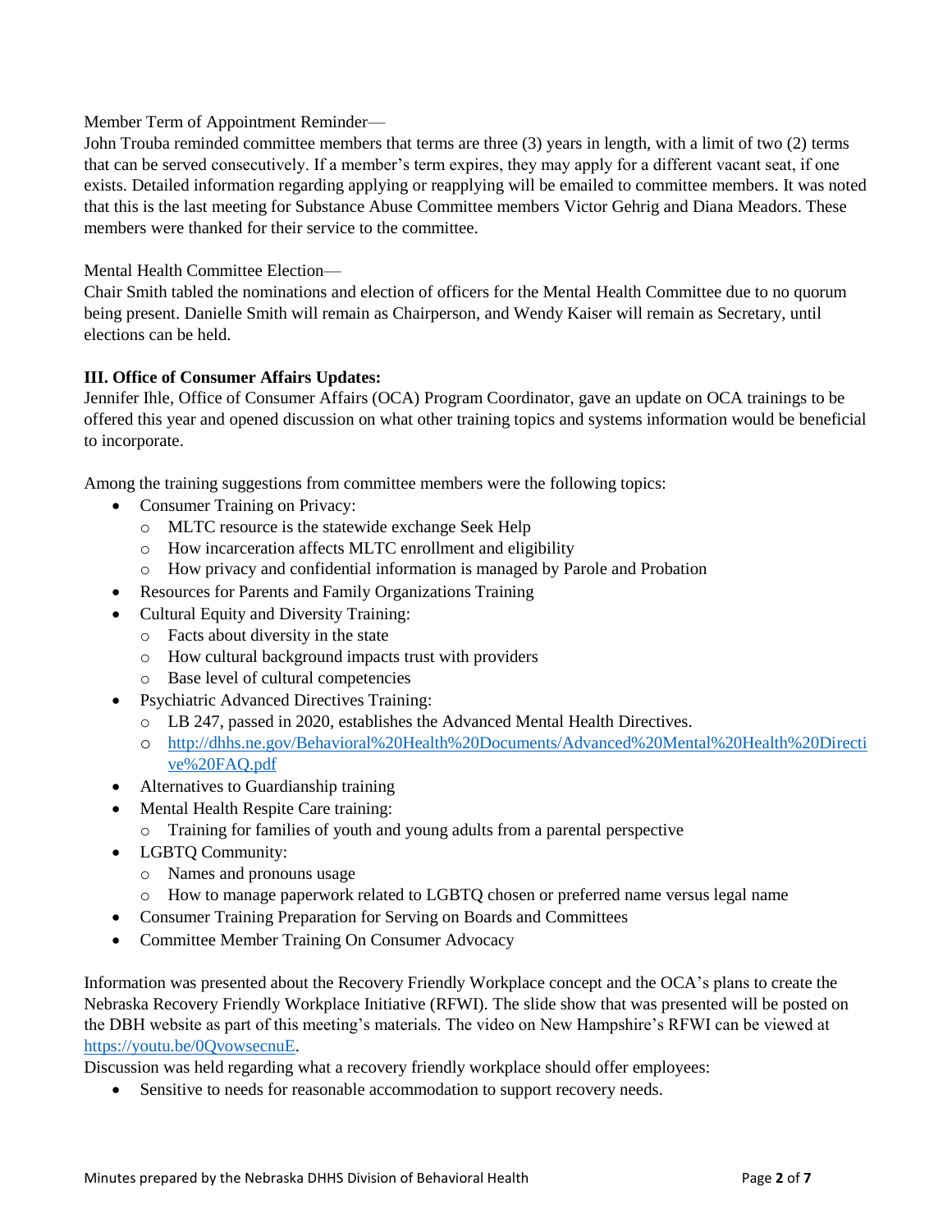Member Term of Appointment Reminder—

John Trouba reminded committee members that terms are three (3) years in length, with a limit of two (2) terms that can be served consecutively. If a member's term expires, they may apply for a different vacant seat, if one exists. Detailed information regarding applying or reapplying will be emailed to committee members. It was noted that this is the last meeting for Substance Abuse Committee members Victor Gehrig and Diana Meadors. These members were thanked for their service to the committee.

Mental Health Committee Election—

Chair Smith tabled the nominations and election of officers for the Mental Health Committee due to no quorum being present. Danielle Smith will remain as Chairperson, and Wendy Kaiser will remain as Secretary, until elections can be held.

**III. Office of Consumer Affairs Updates:**

Jennifer Ihle, Office of Consumer Affairs (OCA) Program Coordinator, gave an update on OCA trainings to be offered this year and opened discussion on what other training topics and systems information would be beneficial to incorporate.

Among the training suggestions from committee members were the following topics:

- Consumer Training on Privacy:
  - MLTC resource is the statewide exchange Seek Help
  - How incarceration affects MLTC enrollment and eligibility
  - How privacy and confidential information is managed by Parole and Probation
- Resources for Parents and Family Organizations Training
- Cultural Equity and Diversity Training:
  - Facts about diversity in the state
  - How cultural background impacts trust with providers
  - Base level of cultural competencies
- Psychiatric Advanced Directives Training:
  - LB 247, passed in 2020, establishes the Advanced Mental Health Directives.
  - [http://dhhs.ne.gov/Behavioral%20Health%20Documents/Advanced%20Mental%20Health%20Directive%20FAQ.pdf](http://dhhs.ne.gov/Behavioral%20Health%20Documents/Advanced%20Mental%20Health%20Directive%20FAQ.pdf)
- Alternatives to Guardianship training
- Mental Health Respite Care training:
  - Training for families of youth and young adults from a parental perspective
- LGBTQ Community:
  - Names and pronouns usage
  - How to manage paperwork related to LGBTQ chosen or preferred name versus legal name
- Consumer Training Preparation for Serving on Boards and Committees
- Committee Member Training On Consumer Advocacy

Information was presented about the Recovery Friendly Workplace concept and the OCA's plans to create the Nebraska Recovery Friendly Workplace Initiative (RFWI). The slide show that was presented will be posted on the DBH website as part of this meeting's materials. The video on New Hampshire's RFWI can be viewed at [https://youtu.be/0QvowsecnuE](https://youtu.be/0QvowsecnuE).

Discussion was held regarding what a recovery friendly workplace should offer employees:

- Sensitive to needs for reasonable accommodation to support recovery needs.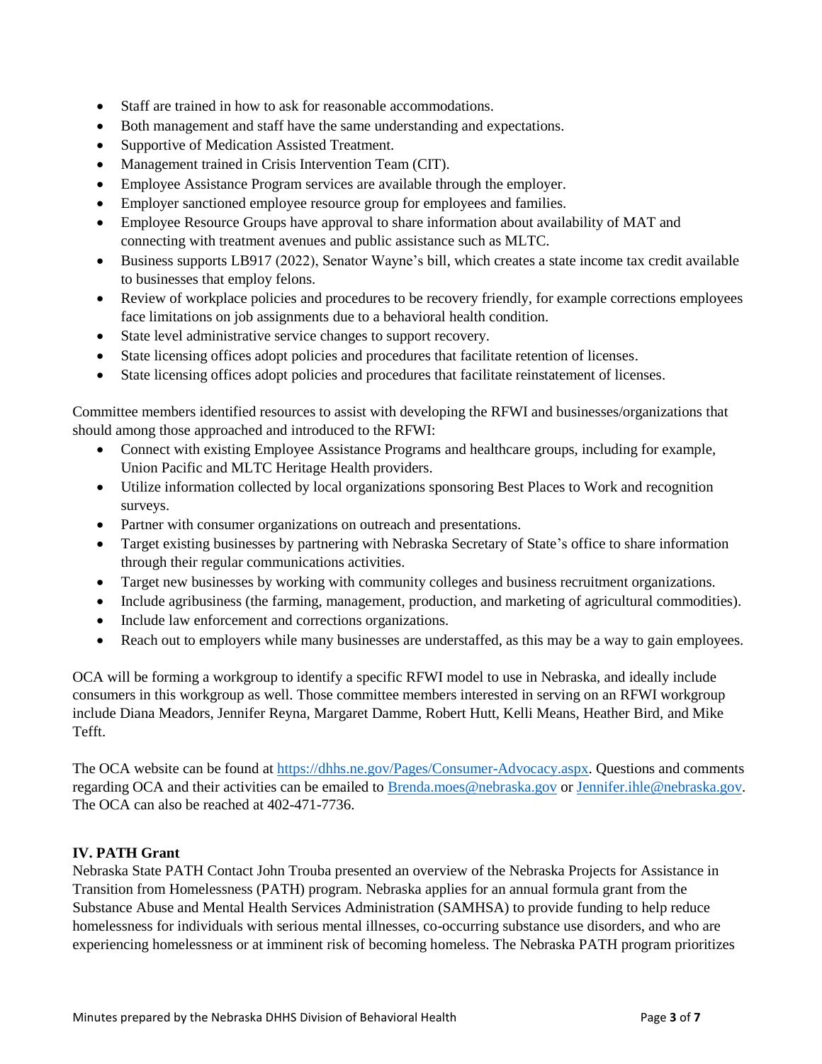- Staff are trained in how to ask for reasonable accommodations.
- Both management and staff have the same understanding and expectations.
- Supportive of Medication Assisted Treatment.
- Management trained in Crisis Intervention Team (CIT).
- Employee Assistance Program services are available through the employer.
- Employer sanctioned employee resource group for employees and families.
- Employee Resource Groups have approval to share information about availability of MAT and connecting with treatment avenues and public assistance such as MLTC.
- Business supports LB917 (2022), Senator Wayne's bill, which creates a state income tax credit available to businesses that employ felons.
- Review of workplace policies and procedures to be recovery friendly, for example corrections employees face limitations on job assignments due to a behavioral health condition.
- State level administrative service changes to support recovery.
- State licensing offices adopt policies and procedures that facilitate retention of licenses.
- State licensing offices adopt policies and procedures that facilitate reinstatement of licenses.

Committee members identified resources to assist with developing the RFWI and businesses/organizations that should among those approached and introduced to the RFWI:

- Connect with existing Employee Assistance Programs and healthcare groups, including for example, Union Pacific and MLTC Heritage Health providers.
- Utilize information collected by local organizations sponsoring Best Places to Work and recognition surveys.
- Partner with consumer organizations on outreach and presentations.
- Target existing businesses by partnering with Nebraska Secretary of State's office to share information through their regular communications activities.
- Target new businesses by working with community colleges and business recruitment organizations.
- Include agribusiness (the farming, management, production, and marketing of agricultural commodities).
- Include law enforcement and corrections organizations.
- Reach out to employers while many businesses are understaffed, as this may be a way to gain employees.

OCA will be forming a workgroup to identify a specific RFWI model to use in Nebraska, and ideally include consumers in this workgroup as well. Those committee members interested in serving on an RFWI workgroup include Diana Meadors, Jennifer Reyna, Margaret Damme, Robert Hutt, Kelli Means, Heather Bird, and Mike Tefft.

The OCA website can be found at https://dhhs.ne.gov/Pages/Consumer-Advocacy.aspx. Questions and comments regarding OCA and their activities can be emailed to Brenda.moes@nebraska.gov or Jennifer.ihle@nebraska.gov. The OCA can also be reached at 402-471-7736.

**IV. PATH Grant**

Nebraska State PATH Contact John Trouba presented an overview of the Nebraska Projects for Assistance in Transition from Homelessness (PATH) program. Nebraska applies for an annual formula grant from the Substance Abuse and Mental Health Services Administration (SAMHSA) to provide funding to help reduce homelessness for individuals with serious mental illnesses, co-occurring substance use disorders, and who are experiencing homelessness or at imminent risk of becoming homeless. The Nebraska PATH program prioritizes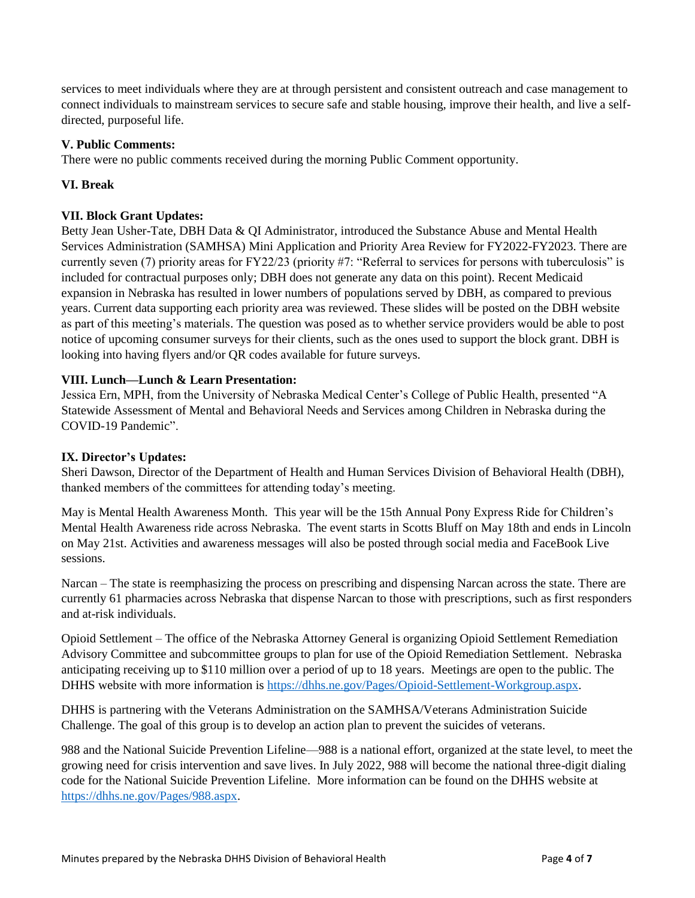services to meet individuals where they are at through persistent and consistent outreach and case management to connect individuals to mainstream services to secure safe and stable housing, improve their health, and live a self-directed, purposeful life.

**V. Public Comments:**
There were no public comments received during the morning Public Comment opportunity.

**VI. Break**

**VII. Block Grant Updates:**
Betty Jean Usher-Tate, DBH Data & QI Administrator, introduced the Substance Abuse and Mental Health Services Administration (SAMHSA) Mini Application and Priority Area Review for FY2022-FY2023. There are currently seven (7) priority areas for FY22/23 (priority #7: "Referral to services for persons with tuberculosis" is included for contractual purposes only; DBH does not generate any data on this point). Recent Medicaid expansion in Nebraska has resulted in lower numbers of populations served by DBH, as compared to previous years. Current data supporting each priority area was reviewed. These slides will be posted on the DBH website as part of this meeting's materials. The question was posed as to whether service providers would be able to post notice of upcoming consumer surveys for their clients, such as the ones used to support the block grant. DBH is looking into having flyers and/or QR codes available for future surveys.

**VIII. Lunch—Lunch & Learn Presentation:**
Jessica Ern, MPH, from the University of Nebraska Medical Center's College of Public Health, presented "A Statewide Assessment of Mental and Behavioral Needs and Services among Children in Nebraska during the COVID-19 Pandemic".

**IX. Director's Updates:**
Sheri Dawson, Director of the Department of Health and Human Services Division of Behavioral Health (DBH), thanked members of the committees for attending today's meeting.

May is Mental Health Awareness Month. This year will be the 15th Annual Pony Express Ride for Children's Mental Health Awareness ride across Nebraska. The event starts in Scotts Bluff on May 18th and ends in Lincoln on May 21st. Activities and awareness messages will also be posted through social media and FaceBook Live sessions.

Narcan – The state is reemphasizing the process on prescribing and dispensing Narcan across the state. There are currently 61 pharmacies across Nebraska that dispense Narcan to those with prescriptions, such as first responders and at-risk individuals.

Opioid Settlement – The office of the Nebraska Attorney General is organizing Opioid Settlement Remediation Advisory Committee and subcommittee groups to plan for use of the Opioid Remediation Settlement. Nebraska anticipating receiving up to $110 million over a period of up to 18 years. Meetings are open to the public. The DHHS website with more information is https://dhhs.ne.gov/Pages/Opioid-Settlement-Workgroup.aspx.

DHHS is partnering with the Veterans Administration on the SAMHSA/Veterans Administration Suicide Challenge. The goal of this group is to develop an action plan to prevent the suicides of veterans.

988 and the National Suicide Prevention Lifeline—988 is a national effort, organized at the state level, to meet the growing need for crisis intervention and save lives. In July 2022, 988 will become the national three-digit dialing code for the National Suicide Prevention Lifeline. More information can be found on the DHHS website at https://dhhs.ne.gov/Pages/988.aspx.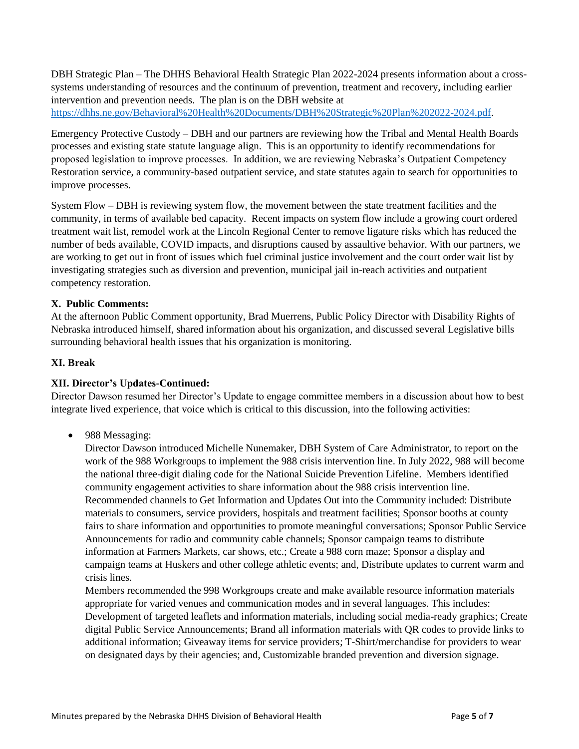DBH Strategic Plan – The DHHS Behavioral Health Strategic Plan 2022-2024 presents information about a cross-systems understanding of resources and the continuum of prevention, treatment and recovery, including earlier intervention and prevention needs. The plan is on the DBH website at https://dhhs.ne.gov/Behavioral%20Health%20Documents/DBH%20Strategic%20Plan%202022-2024.pdf.

Emergency Protective Custody – DBH and our partners are reviewing how the Tribal and Mental Health Boards processes and existing state statute language align. This is an opportunity to identify recommendations for proposed legislation to improve processes. In addition, we are reviewing Nebraska's Outpatient Competency Restoration service, a community-based outpatient service, and state statutes again to search for opportunities to improve processes.

System Flow – DBH is reviewing system flow, the movement between the state treatment facilities and the community, in terms of available bed capacity. Recent impacts on system flow include a growing court ordered treatment wait list, remodel work at the Lincoln Regional Center to remove ligature risks which has reduced the number of beds available, COVID impacts, and disruptions caused by assaultive behavior. With our partners, we are working to get out in front of issues which fuel criminal justice involvement and the court order wait list by investigating strategies such as diversion and prevention, municipal jail in-reach activities and outpatient competency restoration.

**X. Public Comments:**

At the afternoon Public Comment opportunity, Brad Muerrens, Public Policy Director with Disability Rights of Nebraska introduced himself, shared information about his organization, and discussed several Legislative bills surrounding behavioral health issues that his organization is monitoring.

**XI. Break**

**XII. Director's Updates-Continued:**

Director Dawson resumed her Director's Update to engage committee members in a discussion about how to best integrate lived experience, that voice which is critical to this discussion, into the following activities:

- 988 Messaging:
  Director Dawson introduced Michelle Nunemaker, DBH System of Care Administrator, to report on the work of the 988 Workgroups to implement the 988 crisis intervention line. In July 2022, 988 will become the national three-digit dialing code for the National Suicide Prevention Lifeline. Members identified community engagement activities to share information about the 988 crisis intervention line. Recommended channels to Get Information and Updates Out into the Community included: Distribute materials to consumers, service providers, hospitals and treatment facilities; Sponsor booths at county fairs to share information and opportunities to promote meaningful conversations; Sponsor Public Service Announcements for radio and community cable channels; Sponsor campaign teams to distribute information at Farmers Markets, car shows, etc.; Create a 988 corn maze; Sponsor a display and campaign teams at Huskers and other college athletic events; and, Distribute updates to current warm and crisis lines.
  Members recommended the 998 Workgroups create and make available resource information materials appropriate for varied venues and communication modes and in several languages. This includes: Development of targeted leaflets and information materials, including social media-ready graphics; Create digital Public Service Announcements; Brand all information materials with QR codes to provide links to additional information; Giveaway items for service providers; T-Shirt/merchandise for providers to wear on designated days by their agencies; and, Customizable branded prevention and diversion signage.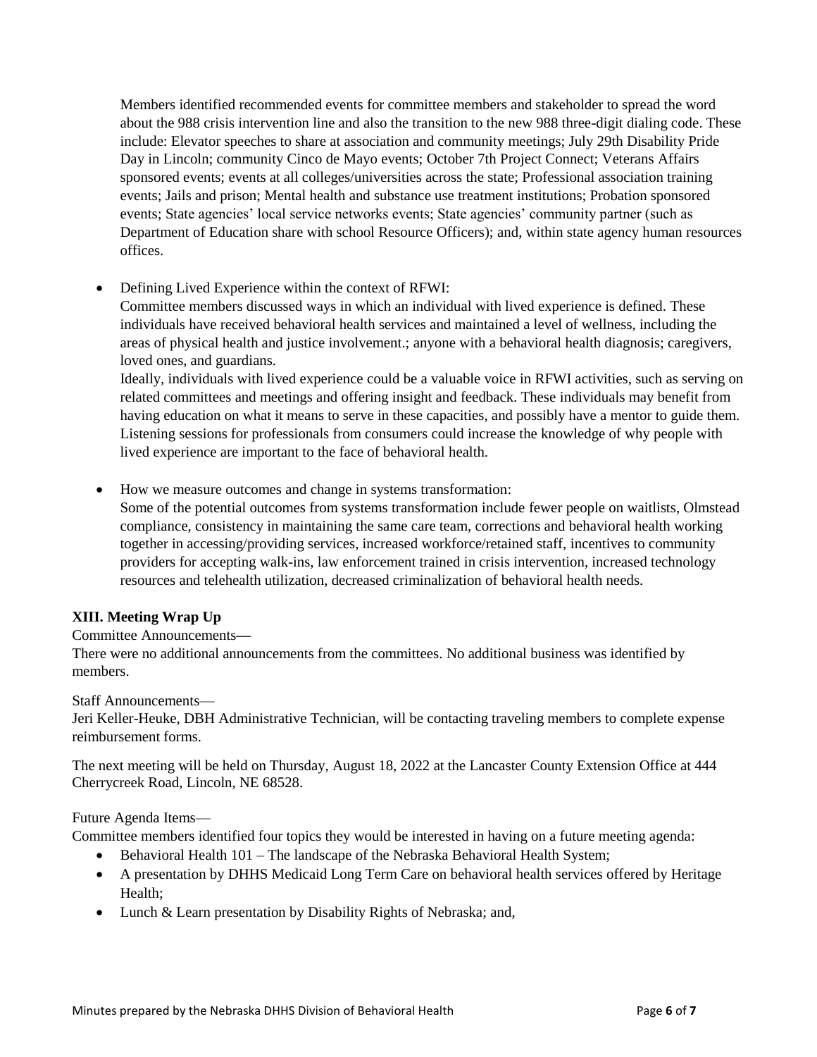Members identified recommended events for committee members and stakeholder to spread the word about the 988 crisis intervention line and also the transition to the new 988 three-digit dialing code. These include: Elevator speeches to share at association and community meetings; July 29th Disability Pride Day in Lincoln; community Cinco de Mayo events; October 7th Project Connect; Veterans Affairs sponsored events; events at all colleges/universities across the state; Professional association training events; Jails and prison; Mental health and substance use treatment institutions; Probation sponsored events; State agencies' local service networks events; State agencies' community partner (such as Department of Education share with school Resource Officers); and, within state agency human resources offices.

- Defining Lived Experience within the context of RFWI:
  Committee members discussed ways in which an individual with lived experience is defined. These individuals have received behavioral health services and maintained a level of wellness, including the areas of physical health and justice involvement.; anyone with a behavioral health diagnosis; caregivers, loved ones, and guardians.
  Ideally, individuals with lived experience could be a valuable voice in RFWI activities, such as serving on related committees and meetings and offering insight and feedback. These individuals may benefit from having education on what it means to serve in these capacities, and possibly have a mentor to guide them. Listening sessions for professionals from consumers could increase the knowledge of why people with lived experience are important to the face of behavioral health.

- How we measure outcomes and change in systems transformation:
  Some of the potential outcomes from systems transformation include fewer people on waitlists, Olmstead compliance, consistency in maintaining the same care team, corrections and behavioral health working together in accessing/providing services, increased workforce/retained staff, incentives to community providers for accepting walk-ins, law enforcement trained in crisis intervention, increased technology resources and telehealth utilization, decreased criminalization of behavioral health needs.

**XIII. Meeting Wrap Up**

Committee Announcements—
There were no additional announcements from the committees. No additional business was identified by members.

Staff Announcements—
Jeri Keller-Heuke, DBH Administrative Technician, will be contacting traveling members to complete expense reimbursement forms.

The next meeting will be held on Thursday, August 18, 2022 at the Lancaster County Extension Office at 444 Cherrycreek Road, Lincoln, NE 68528.

Future Agenda Items—
Committee members identified four topics they would be interested in having on a future meeting agenda:

- Behavioral Health 101 – The landscape of the Nebraska Behavioral Health System;
- A presentation by DHHS Medicaid Long Term Care on behavioral health services offered by Heritage Health;
- Lunch & Learn presentation by Disability Rights of Nebraska; and,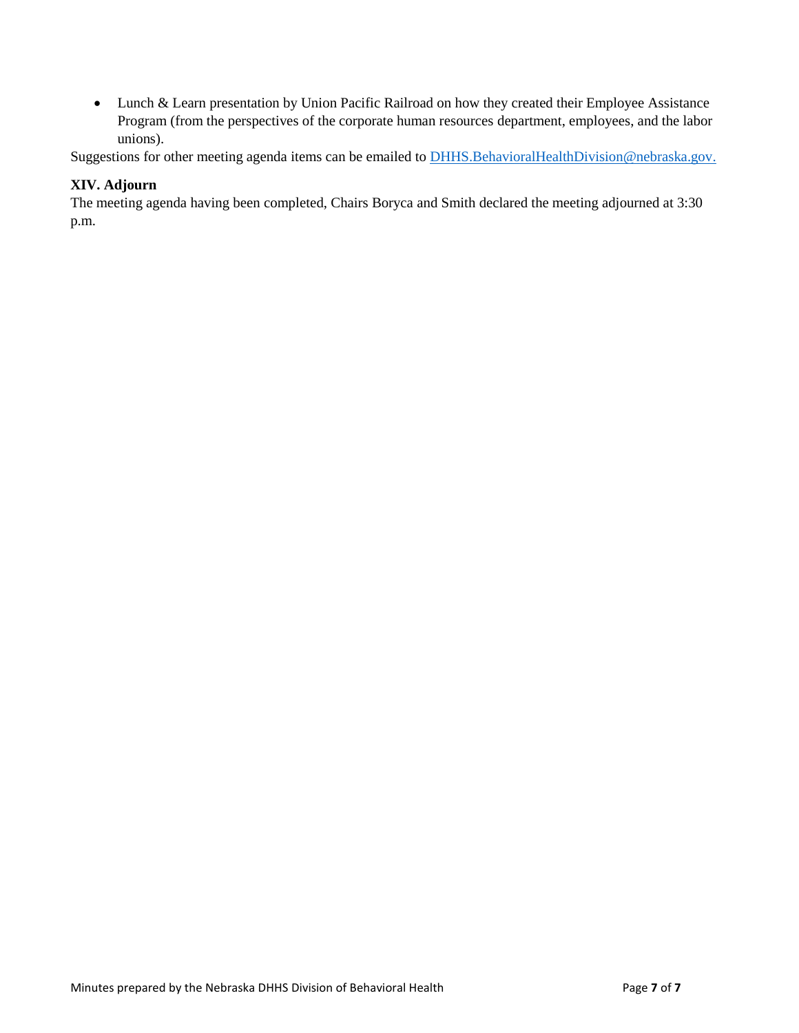- Lunch & Learn presentation by Union Pacific Railroad on how they created their Employee Assistance Program (from the perspectives of the corporate human resources department, employees, and the labor unions).

Suggestions for other meeting agenda items can be emailed to DHHS.BehavioralHealthDivision@nebraska.gov.

**XIV. Adjourn**

The meeting agenda having been completed, Chairs Boryca and Smith declared the meeting adjourned at 3:30 p.m.